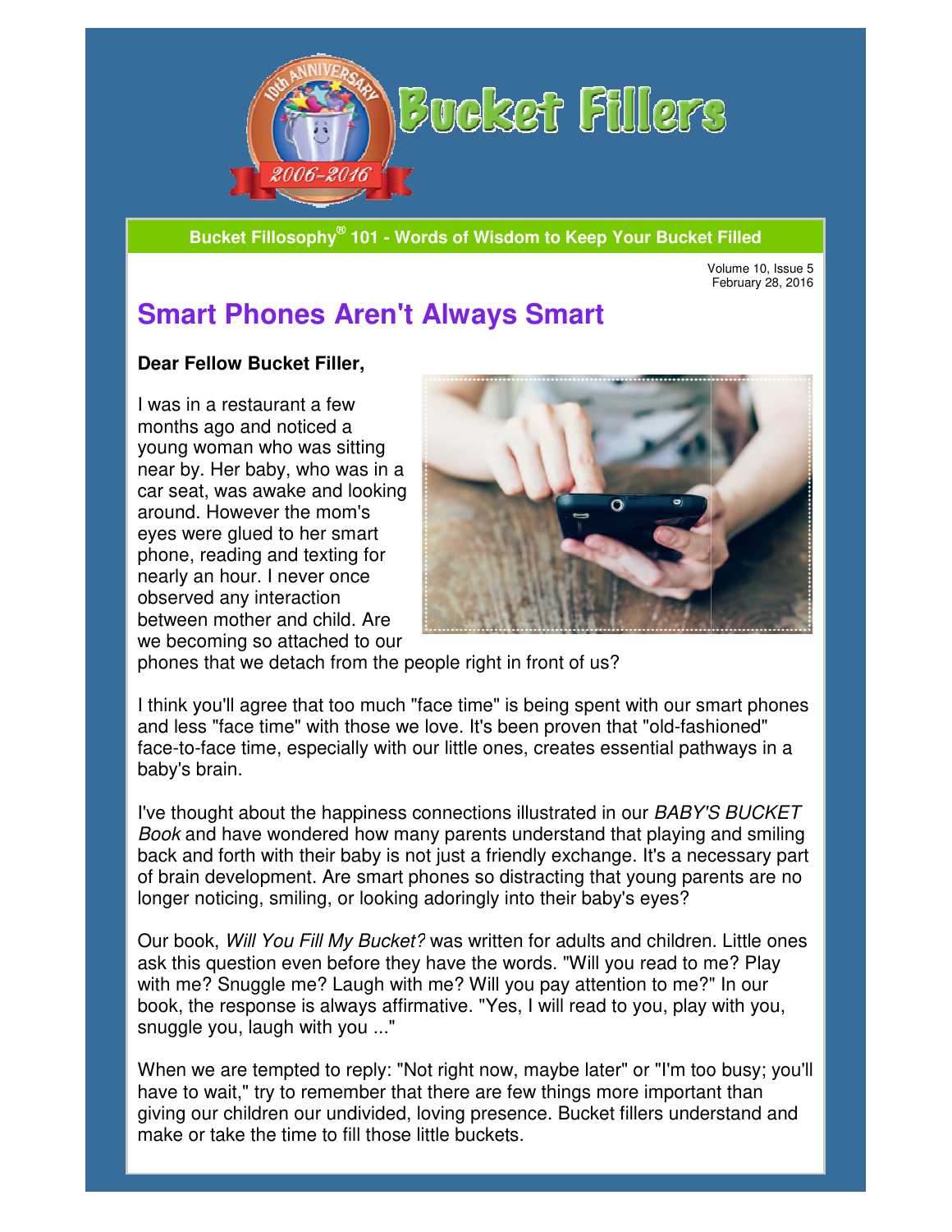# Bucket Fillers

**Bucket Fillosophy® 101 - Words of Wisdom to Keep Your Bucket Filled**

Volume 10, Issue 5
February 28, 2016

## Smart Phones Aren't Always Smart

**Dear Fellow Bucket Filler,**

I was in a restaurant a few months ago and noticed a young woman who was sitting near by. Her baby, who was in a car seat, was awake and looking around. However the mom's eyes were glued to her smart phone, reading and texting for nearly an hour. I never once observed any interaction between mother and child. Are we becoming so attached to our phones that we detach from the people right in front of us?

I think you'll agree that too much "face time" is being spent with our smart phones and less "face time" with those we love. It's been proven that "old-fashioned" face-to-face time, especially with our little ones, creates essential pathways in a baby's brain.

I've thought about the happiness connections illustrated in our *BABY'S BUCKET Book* and have wondered how many parents understand that playing and smiling back and forth with their baby is not just a friendly exchange. It's a necessary part of brain development. Are smart phones so distracting that young parents are no longer noticing, smiling, or looking adoringly into their baby's eyes?

Our book, *Will You Fill My Bucket?* was written for adults and children. Little ones ask this question even before they have the words. "Will you read to me? Play with me? Snuggle me? Laugh with me? Will you pay attention to me?" In our book, the response is always affirmative. "Yes, I will read to you, play with you, snuggle you, laugh with you ..."

When we are tempted to reply: "Not right now, maybe later" or "I'm too busy; you'll have to wait," try to remember that there are few things more important than giving our children our undivided, loving presence. Bucket fillers understand and make or take the time to fill those little buckets.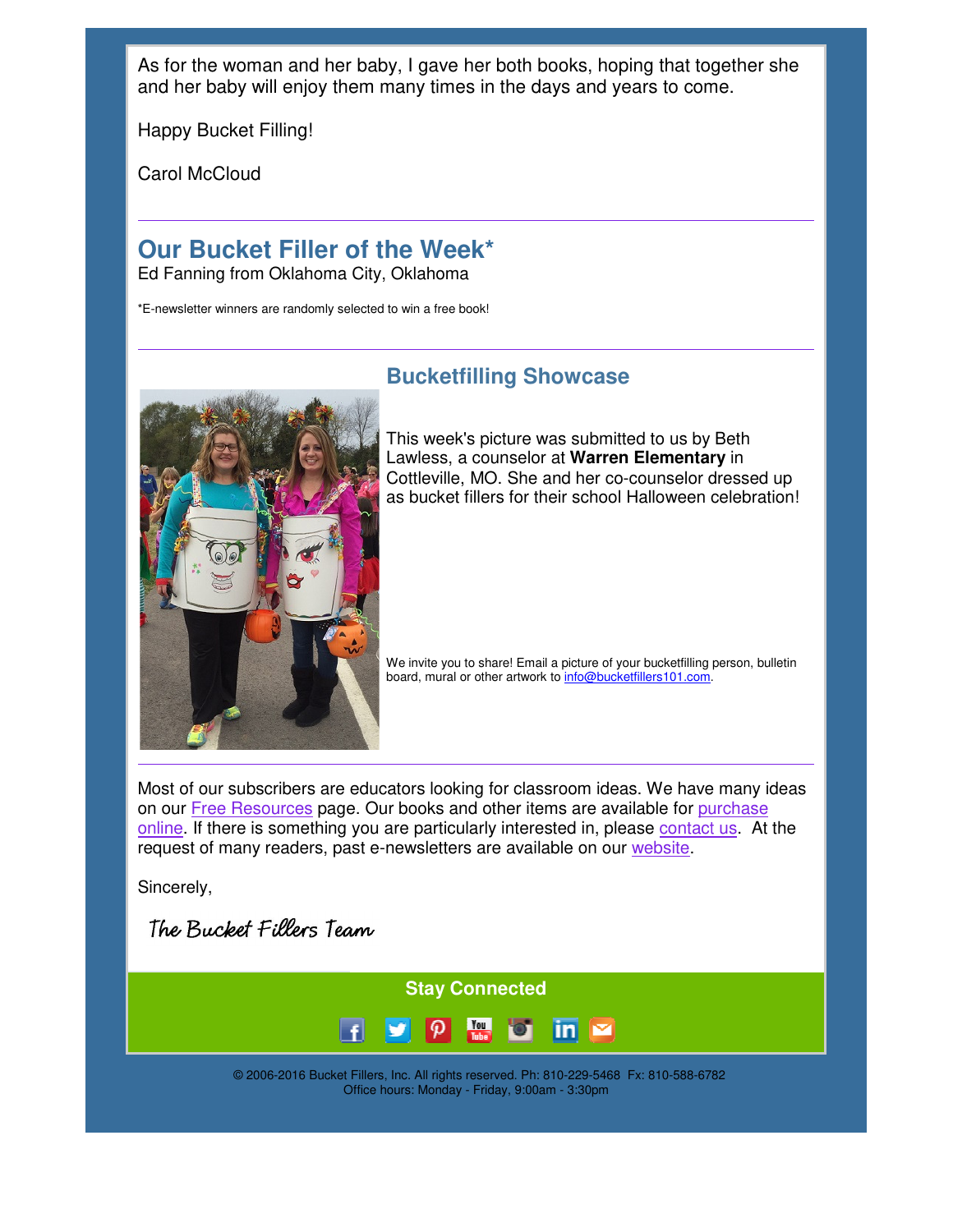As for the woman and her baby, I gave her both books, hoping that together she and her baby will enjoy them many times in the days and years to come.

Happy Bucket Filling!

Carol McCloud

---

## Our Bucket Filler of the Week*

Ed Fanning from Oklahoma City, Oklahoma

*E-newsletter winners are randomly selected to win a free book!

---

## Bucketfilling Showcase

This week's picture was submitted to us by Beth Lawless, a counselor at **Warren Elementary** in Cottleville, MO. She and her co-counselor dressed up as bucket fillers for their school Halloween celebration!

We invite you to share! Email a picture of your bucketfilling person, bulletin board, mural or other artwork to info@bucketfillers101.com.

---

Most of our subscribers are educators looking for classroom ideas. We have many ideas on our Free Resources page. Our books and other items are available for purchase online. If there is something you are particularly interested in, please contact us. At the request of many readers, past e-newsletters are available on our website.

Sincerely,

*The Bucket Fillers Team*

**Stay Connected**

© 2006-2016 Bucket Fillers, Inc. All rights reserved. Ph: 810-229-5468 Fx: 810-588-6782
Office hours: Monday - Friday, 9:00am - 3:30pm